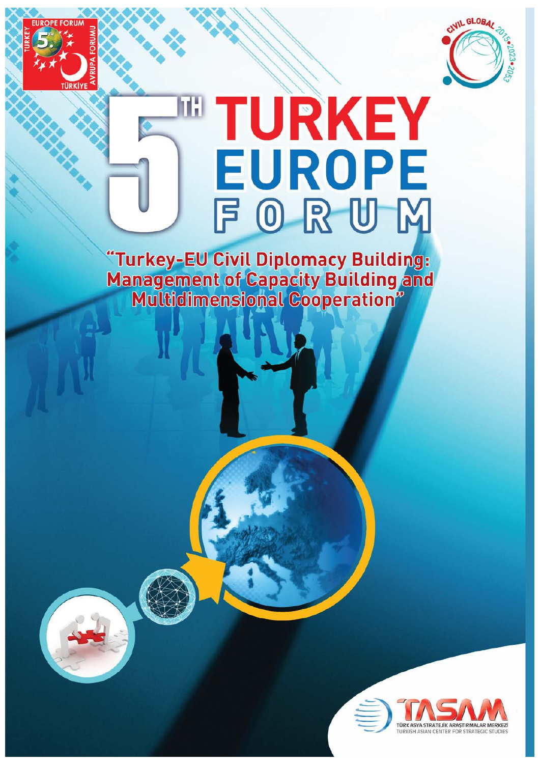# 5TH TURKEY EUROPE FORUM

"Turkey-EU Civil Diplomacy Building: Management of Capacity Building and Multidimensional Cooperation"

TASAM

TÜRK ASYA STRATEJİK ARAŞTIRMALAR MERKEZİ

TURKISH ASIAN CENTER FOR STRATEGIC STUDIES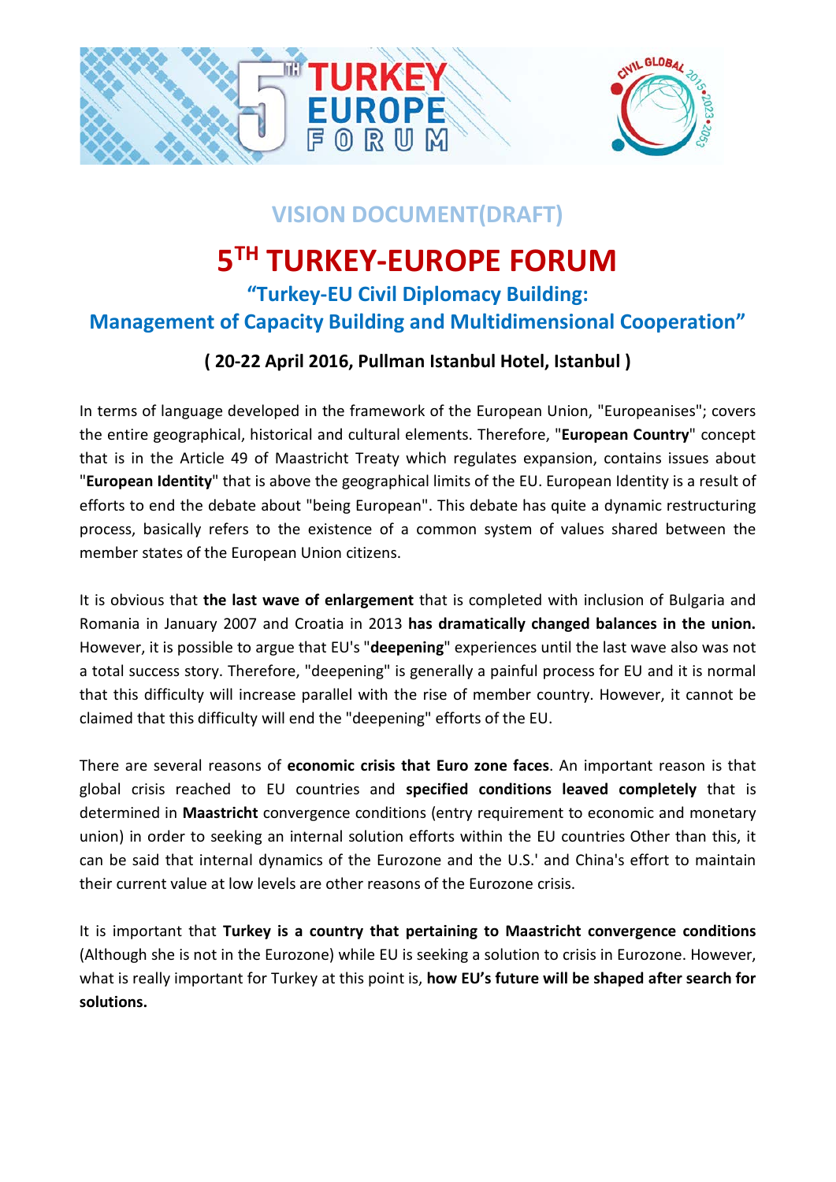## VISION DOCUMENT(DRAFT)

# 5TH TURKEY-EUROPE FORUM

### "Turkey-EU Civil Diplomacy Building: Management of Capacity Building and Multidimensional Cooperation"

**( 20-22 April 2016, Pullman Istanbul Hotel, Istanbul )**

In terms of language developed in the framework of the European Union, "Europeanises"; covers the entire geographical, historical and cultural elements. Therefore, "**European Country**" concept that is in the Article 49 of Maastricht Treaty which regulates expansion, contains issues about "**European Identity**" that is above the geographical limits of the EU. European Identity is a result of efforts to end the debate about "being European". This debate has quite a dynamic restructuring process, basically refers to the existence of a common system of values shared between the member states of the European Union citizens.

It is obvious that **the last wave of enlargement** that is completed with inclusion of Bulgaria and Romania in January 2007 and Croatia in 2013 **has dramatically changed balances in the union.** However, it is possible to argue that EU's "**deepening**" experiences until the last wave also was not a total success story. Therefore, "deepening" is generally a painful process for EU and it is normal that this difficulty will increase parallel with the rise of member country. However, it cannot be claimed that this difficulty will end the "deepening" efforts of the EU.

There are several reasons of **economic crisis that Euro zone faces**. An important reason is that global crisis reached to EU countries and **specified conditions leaved completely** that is determined in **Maastricht** convergence conditions (entry requirement to economic and monetary union) in order to seeking an internal solution efforts within the EU countries Other than this, it can be said that internal dynamics of the Eurozone and the U.S.' and China's effort to maintain their current value at low levels are other reasons of the Eurozone crisis.

It is important that **Turkey is a country that pertaining to Maastricht convergence conditions** (Although she is not in the Eurozone) while EU is seeking a solution to crisis in Eurozone. However, what is really important for Turkey at this point is, **how EU's future will be shaped after search for solutions.**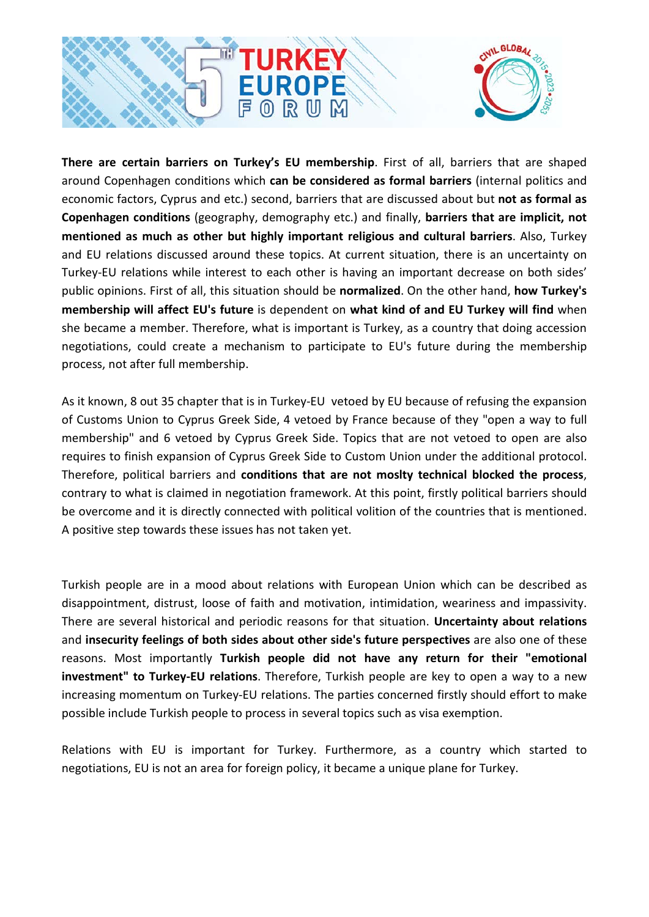**There are certain barriers on Turkey's EU membership**. First of all, barriers that are shaped around Copenhagen conditions which **can be considered as formal barriers** (internal politics and economic factors, Cyprus and etc.) second, barriers that are discussed about but **not as formal as Copenhagen conditions** (geography, demography etc.) and finally, **barriers that are implicit, not mentioned as much as other but highly important religious and cultural barriers**. Also, Turkey and EU relations discussed around these topics. At current situation, there is an uncertainty on Turkey-EU relations while interest to each other is having an important decrease on both sides' public opinions. First of all, this situation should be **normalized**. On the other hand, **how Turkey's membership will affect EU's future** is dependent on **what kind of and EU Turkey will find** when she became a member. Therefore, what is important is Turkey, as a country that doing accession negotiations, could create a mechanism to participate to EU's future during the membership process, not after full membership.

As it known, 8 out 35 chapter that is in Turkey-EU vetoed by EU because of refusing the expansion of Customs Union to Cyprus Greek Side, 4 vetoed by France because of they "open a way to full membership" and 6 vetoed by Cyprus Greek Side. Topics that are not vetoed to open are also requires to finish expansion of Cyprus Greek Side to Custom Union under the additional protocol. Therefore, political barriers and **conditions that are not moslty technical blocked the process**, contrary to what is claimed in negotiation framework. At this point, firstly political barriers should be overcome and it is directly connected with political volition of the countries that is mentioned. A positive step towards these issues has not taken yet.

Turkish people are in a mood about relations with European Union which can be described as disappointment, distrust, loose of faith and motivation, intimidation, weariness and impassivity. There are several historical and periodic reasons for that situation. **Uncertainty about relations** and **insecurity feelings of both sides about other side's future perspectives** are also one of these reasons. Most importantly **Turkish people did not have any return for their "emotional investment" to Turkey-EU relations**. Therefore, Turkish people are key to open a way to a new increasing momentum on Turkey-EU relations. The parties concerned firstly should effort to make possible include Turkish people to process in several topics such as visa exemption.

Relations with EU is important for Turkey. Furthermore, as a country which started to negotiations, EU is not an area for foreign policy, it became a unique plane for Turkey.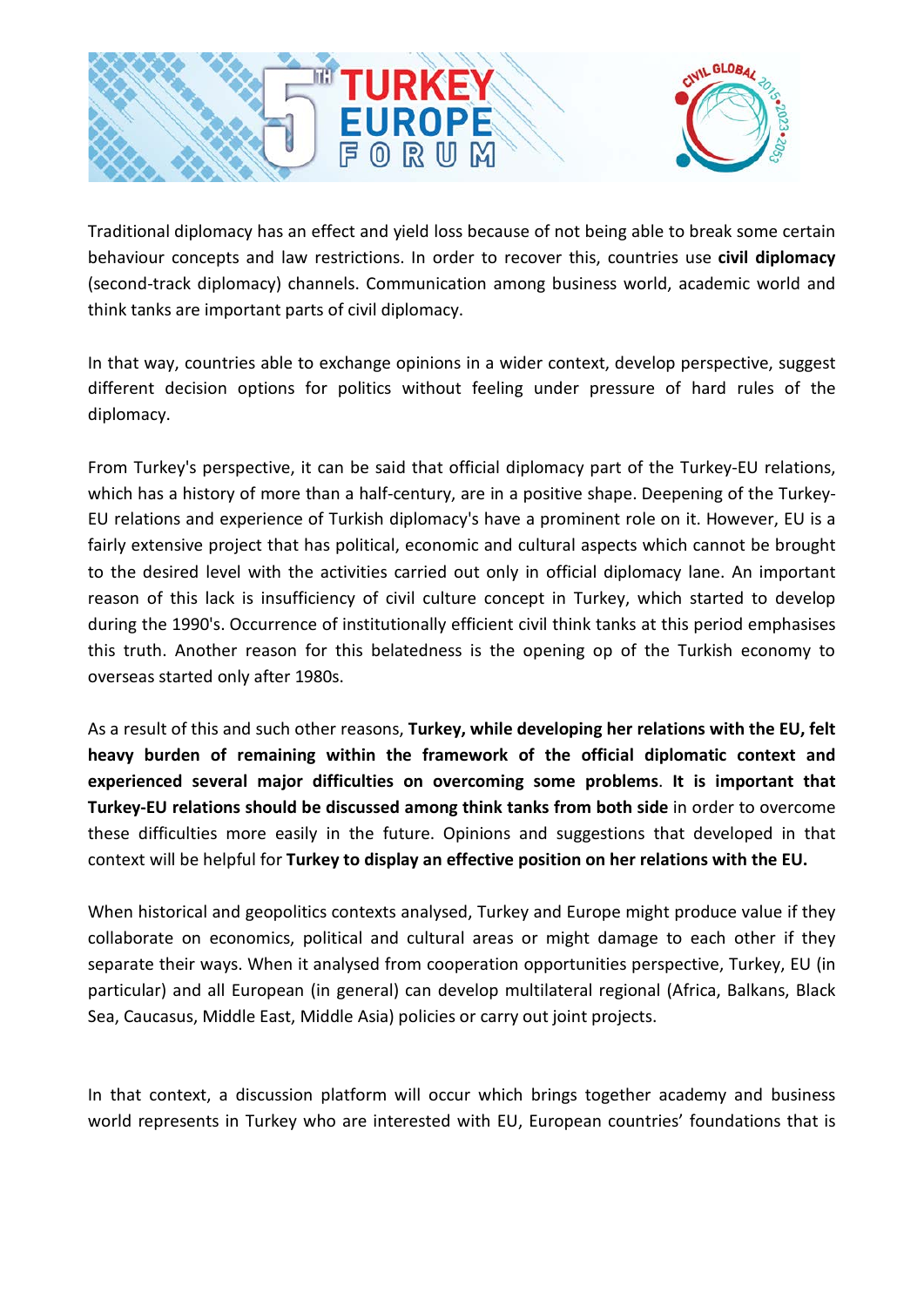Traditional diplomacy has an effect and yield loss because of not being able to break some certain behaviour concepts and law restrictions. In order to recover this, countries use **civil diplomacy** (second-track diplomacy) channels. Communication among business world, academic world and think tanks are important parts of civil diplomacy.

In that way, countries able to exchange opinions in a wider context, develop perspective, suggest different decision options for politics without feeling under pressure of hard rules of the diplomacy.

From Turkey's perspective, it can be said that official diplomacy part of the Turkey-EU relations, which has a history of more than a half-century, are in a positive shape. Deepening of the Turkey-EU relations and experience of Turkish diplomacy's have a prominent role on it. However, EU is a fairly extensive project that has political, economic and cultural aspects which cannot be brought to the desired level with the activities carried out only in official diplomacy lane. An important reason of this lack is insufficiency of civil culture concept in Turkey, which started to develop during the 1990's. Occurrence of institutionally efficient civil think tanks at this period emphasises this truth. Another reason for this belatedness is the opening op of the Turkish economy to overseas started only after 1980s.

As a result of this and such other reasons, **Turkey, while developing her relations with the EU, felt heavy burden of remaining within the framework of the official diplomatic context and experienced several major difficulties on overcoming some problems**. **It is important that Turkey-EU relations should be discussed among think tanks from both side** in order to overcome these difficulties more easily in the future. Opinions and suggestions that developed in that context will be helpful for **Turkey to display an effective position on her relations with the EU.**

When historical and geopolitics contexts analysed, Turkey and Europe might produce value if they collaborate on economics, political and cultural areas or might damage to each other if they separate their ways. When it analysed from cooperation opportunities perspective, Turkey, EU (in particular) and all European (in general) can develop multilateral regional (Africa, Balkans, Black Sea, Caucasus, Middle East, Middle Asia) policies or carry out joint projects.

In that context, a discussion platform will occur which brings together academy and business world represents in Turkey who are interested with EU, European countries' foundations that is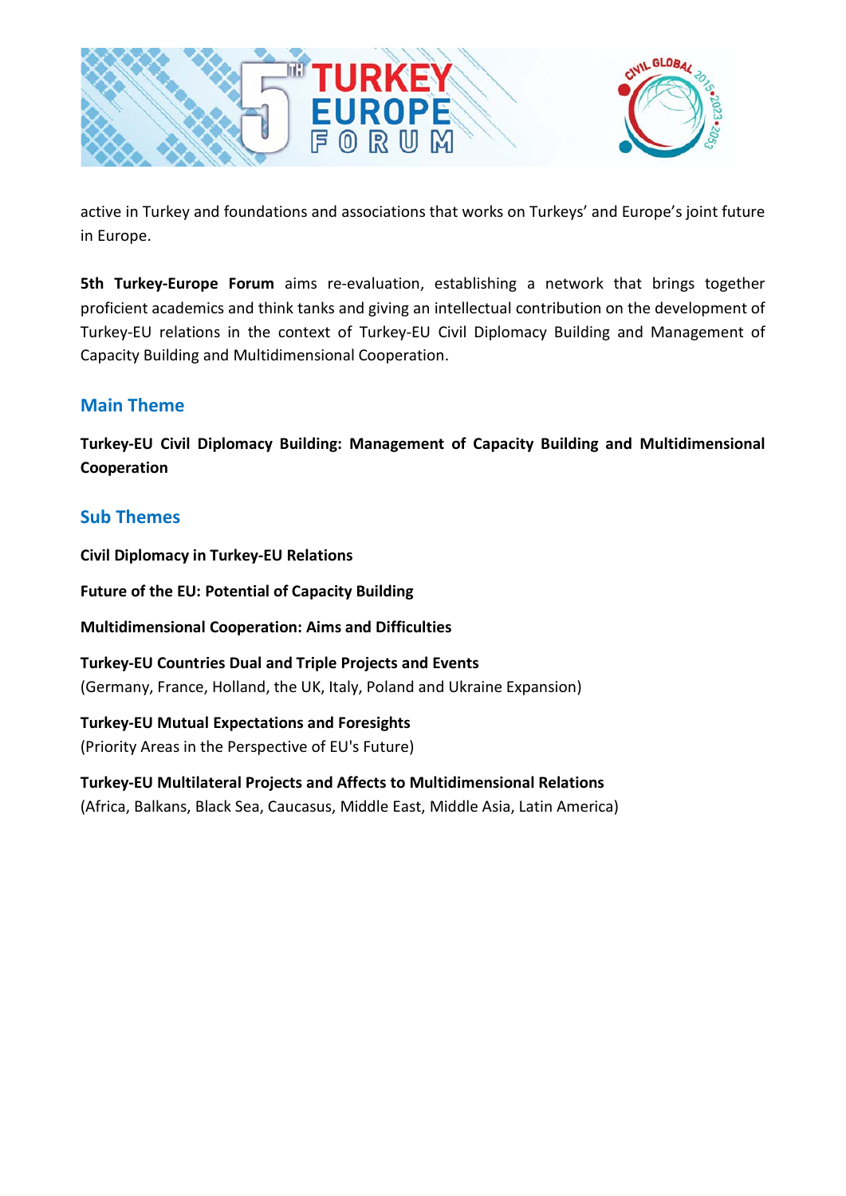active in Turkey and foundations and associations that works on Turkeys' and Europe's joint future in Europe.

**5th Turkey-Europe Forum** aims re-evaluation, establishing a network that brings together proficient academics and think tanks and giving an intellectual contribution on the development of Turkey-EU relations in the context of Turkey-EU Civil Diplomacy Building and Management of Capacity Building and Multidimensional Cooperation.

## Main Theme

**Turkey-EU Civil Diplomacy Building: Management of Capacity Building and Multidimensional Cooperation**

## Sub Themes

**Civil Diplomacy in Turkey-EU Relations**

**Future of the EU: Potential of Capacity Building**

**Multidimensional Cooperation: Aims and Difficulties**

**Turkey-EU Countries Dual and Triple Projects and Events**
(Germany, France, Holland, the UK, Italy, Poland and Ukraine Expansion)

**Turkey-EU Mutual Expectations and Foresights**
(Priority Areas in the Perspective of EU's Future)

**Turkey-EU Multilateral Projects and Affects to Multidimensional Relations**
(Africa, Balkans, Black Sea, Caucasus, Middle East, Middle Asia, Latin America)